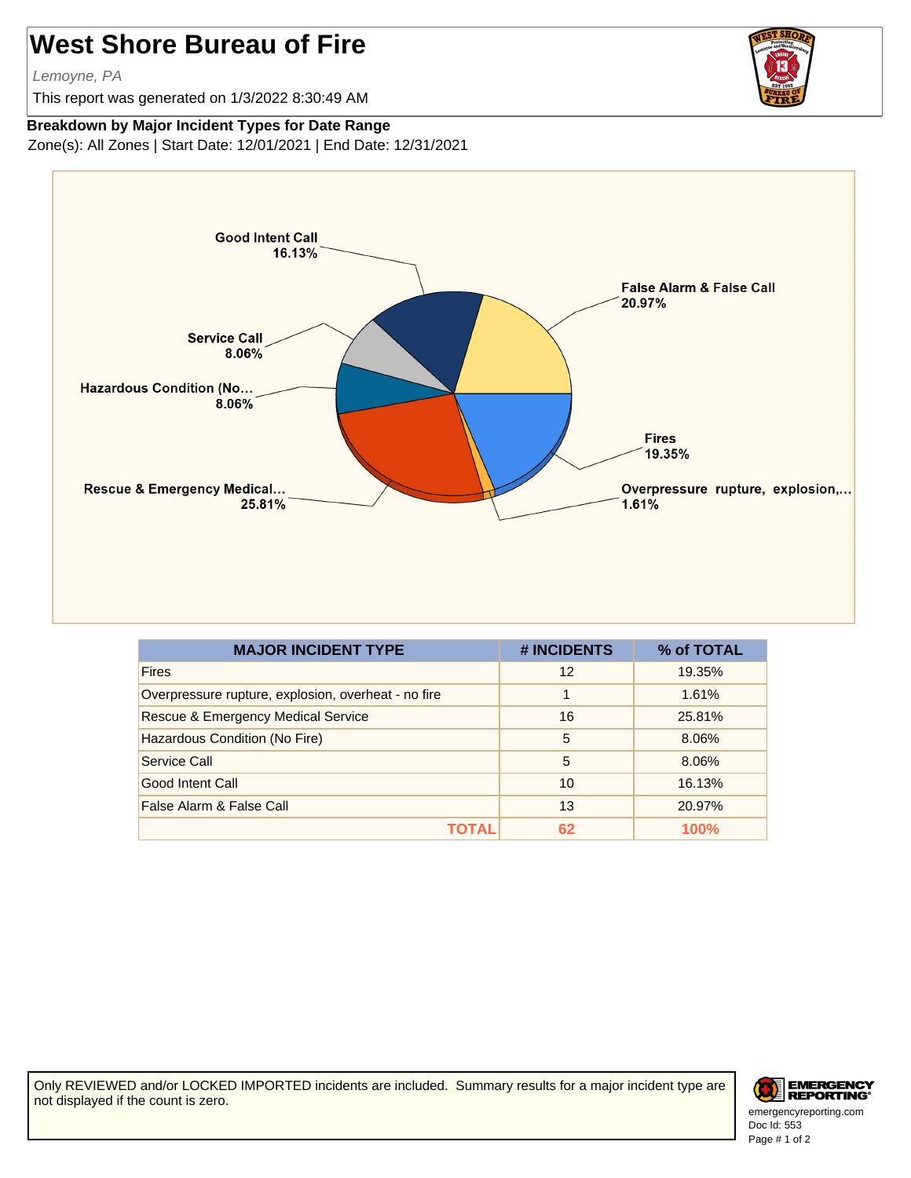# West Shore Bureau of Fire

*Lemoyne, PA*

This report was generated on 1/3/2022 8:30:49 AM

**Breakdown by Major Incident Types for Date Range**

Zone(s): All Zones | Start Date: 12/01/2021 | End Date: 12/31/2021

| MAJOR INCIDENT TYPE | # INCIDENTS | % of TOTAL |
|---|---|---|
| Fires | 12 | 19.35% |
| Overpressure rupture, explosion, overheat - no fire | 1 | 1.61% |
| Rescue & Emergency Medical Service | 16 | 25.81% |
| Hazardous Condition (No Fire) | 5 | 8.06% |
| Service Call | 5 | 8.06% |
| Good Intent Call | 10 | 16.13% |
| False Alarm & False Call | 13 | 20.97% |
| **TOTAL** | **62** | **100%** |

Only REVIEWED and/or LOCKED IMPORTED incidents are included. Summary results for a major incident type are not displayed if the count is zero.

emergencyreporting.com
Doc Id: 553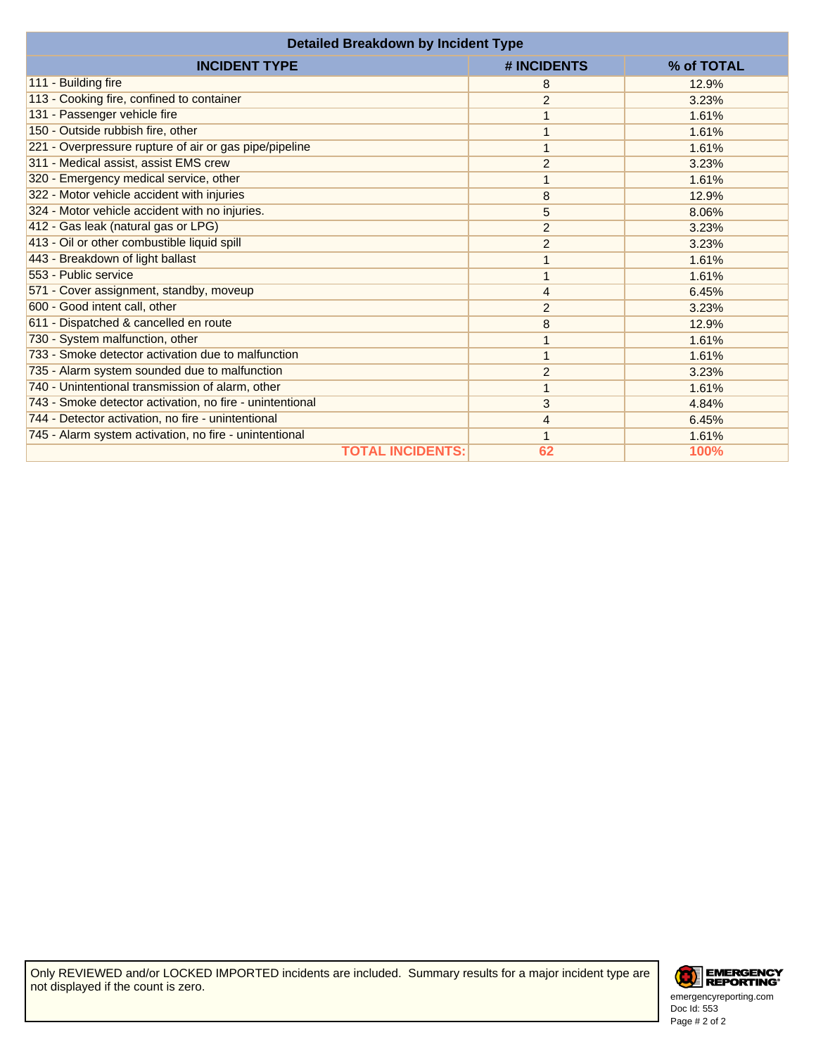## Detailed Breakdown by Incident Type

| INCIDENT TYPE | # INCIDENTS | % of TOTAL |
|---|---|---|
| 111 - Building fire | 8 | 12.9% |
| 113 - Cooking fire, confined to container | 2 | 3.23% |
| 131 - Passenger vehicle fire | 1 | 1.61% |
| 150 - Outside rubbish fire, other | 1 | 1.61% |
| 221 - Overpressure rupture of air or gas pipe/pipeline | 1 | 1.61% |
| 311 - Medical assist, assist EMS crew | 2 | 3.23% |
| 320 - Emergency medical service, other | 1 | 1.61% |
| 322 - Motor vehicle accident with injuries | 8 | 12.9% |
| 324 - Motor vehicle accident with no injuries. | 5 | 8.06% |
| 412 - Gas leak (natural gas or LPG) | 2 | 3.23% |
| 413 - Oil or other combustible liquid spill | 2 | 3.23% |
| 443 - Breakdown of light ballast | 1 | 1.61% |
| 553 - Public service | 1 | 1.61% |
| 571 - Cover assignment, standby, moveup | 4 | 6.45% |
| 600 - Good intent call, other | 2 | 3.23% |
| 611 - Dispatched & cancelled en route | 8 | 12.9% |
| 730 - System malfunction, other | 1 | 1.61% |
| 733 - Smoke detector activation due to malfunction | 1 | 1.61% |
| 735 - Alarm system sounded due to malfunction | 2 | 3.23% |
| 740 - Unintentional transmission of alarm, other | 1 | 1.61% |
| 743 - Smoke detector activation, no fire - unintentional | 3 | 4.84% |
| 744 - Detector activation, no fire - unintentional | 4 | 6.45% |
| 745 - Alarm system activation, no fire - unintentional | 1 | 1.61% |
| **TOTAL INCIDENTS:** | **62** | **100%** |

Only REVIEWED and/or LOCKED IMPORTED incidents are included. Summary results for a major incident type are not displayed if the count is zero.

EMERGENCY REPORTING®
emergencyreporting.com
Doc Id: 553